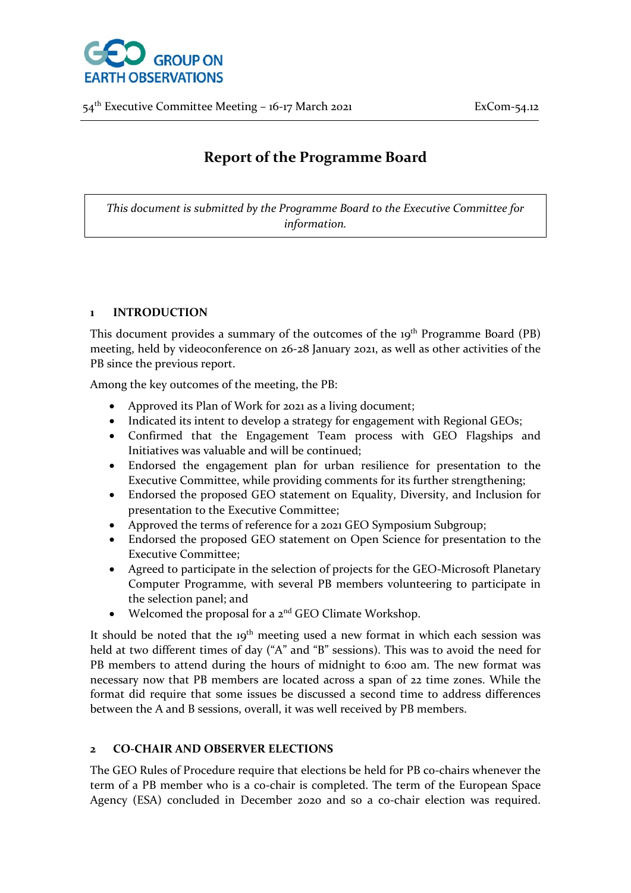54th Executive Committee Meeting – 16-17 March 2021 ExCom-54.12

# Report of the Programme Board

*This document is submitted by the Programme Board to the Executive Committee for information.*

## 1 INTRODUCTION

This document provides a summary of the outcomes of the 19th Programme Board (PB) meeting, held by videoconference on 26-28 January 2021, as well as other activities of the PB since the previous report.

Among the key outcomes of the meeting, the PB:

- Approved its Plan of Work for 2021 as a living document;
- Indicated its intent to develop a strategy for engagement with Regional GEOs;
- Confirmed that the Engagement Team process with GEO Flagships and Initiatives was valuable and will be continued;
- Endorsed the engagement plan for urban resilience for presentation to the Executive Committee, while providing comments for its further strengthening;
- Endorsed the proposed GEO statement on Equality, Diversity, and Inclusion for presentation to the Executive Committee;
- Approved the terms of reference for a 2021 GEO Symposium Subgroup;
- Endorsed the proposed GEO statement on Open Science for presentation to the Executive Committee;
- Agreed to participate in the selection of projects for the GEO-Microsoft Planetary Computer Programme, with several PB members volunteering to participate in the selection panel; and
- Welcomed the proposal for a 2nd GEO Climate Workshop.

It should be noted that the 19th meeting used a new format in which each session was held at two different times of day ("A" and "B" sessions). This was to avoid the need for PB members to attend during the hours of midnight to 6:00 am. The new format was necessary now that PB members are located across a span of 22 time zones. While the format did require that some issues be discussed a second time to address differences between the A and B sessions, overall, it was well received by PB members.

## 2 CO-CHAIR AND OBSERVER ELECTIONS

The GEO Rules of Procedure require that elections be held for PB co-chairs whenever the term of a PB member who is a co-chair is completed. The term of the European Space Agency (ESA) concluded in December 2020 and so a co-chair election was required.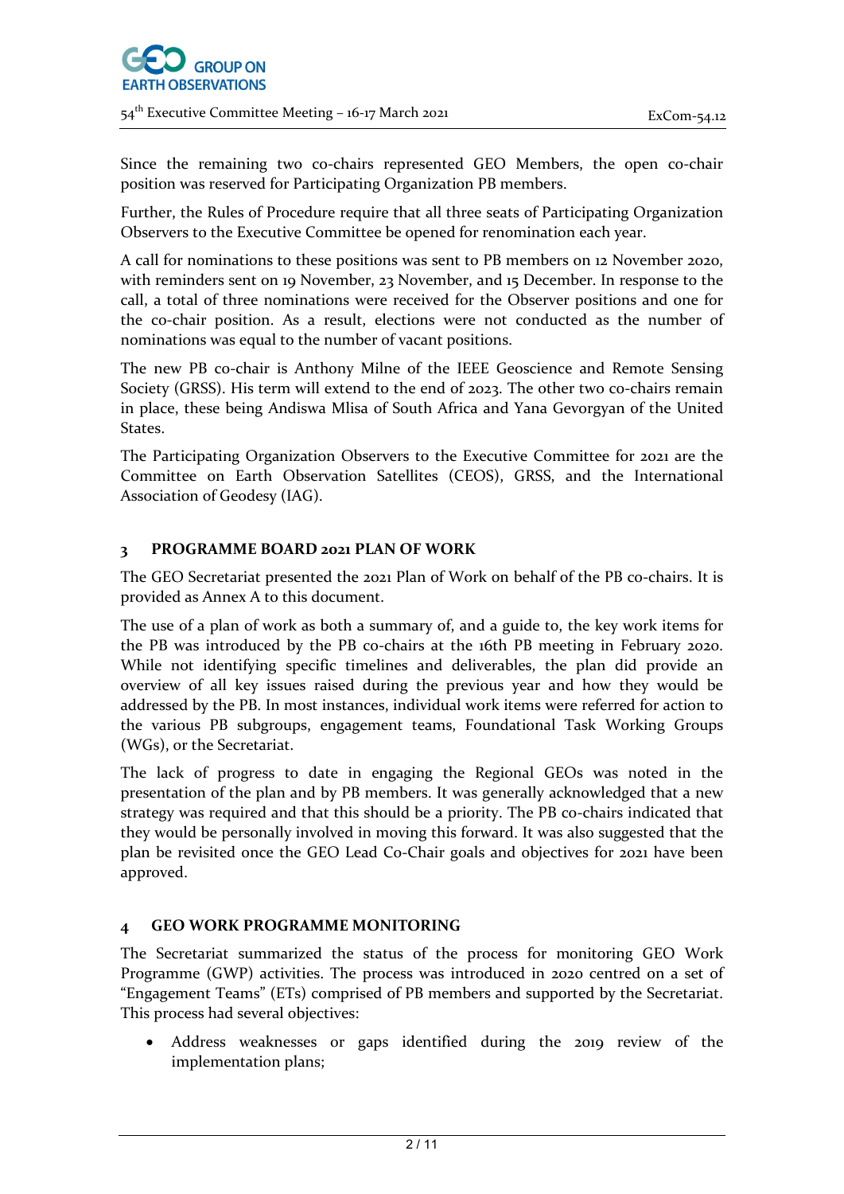Since the remaining two co-chairs represented GEO Members, the open co-chair position was reserved for Participating Organization PB members.

Further, the Rules of Procedure require that all three seats of Participating Organization Observers to the Executive Committee be opened for renomination each year.

A call for nominations to these positions was sent to PB members on 12 November 2020, with reminders sent on 19 November, 23 November, and 15 December. In response to the call, a total of three nominations were received for the Observer positions and one for the co-chair position. As a result, elections were not conducted as the number of nominations was equal to the number of vacant positions.

The new PB co-chair is Anthony Milne of the IEEE Geoscience and Remote Sensing Society (GRSS). His term will extend to the end of 2023. The other two co-chairs remain in place, these being Andiswa Mlisa of South Africa and Yana Gevorgyan of the United States.

The Participating Organization Observers to the Executive Committee for 2021 are the Committee on Earth Observation Satellites (CEOS), GRSS, and the International Association of Geodesy (IAG).

## 3 PROGRAMME BOARD 2021 PLAN OF WORK

The GEO Secretariat presented the 2021 Plan of Work on behalf of the PB co-chairs. It is provided as Annex A to this document.

The use of a plan of work as both a summary of, and a guide to, the key work items for the PB was introduced by the PB co-chairs at the 16th PB meeting in February 2020. While not identifying specific timelines and deliverables, the plan did provide an overview of all key issues raised during the previous year and how they would be addressed by the PB. In most instances, individual work items were referred for action to the various PB subgroups, engagement teams, Foundational Task Working Groups (WGs), or the Secretariat.

The lack of progress to date in engaging the Regional GEOs was noted in the presentation of the plan and by PB members. It was generally acknowledged that a new strategy was required and that this should be a priority. The PB co-chairs indicated that they would be personally involved in moving this forward. It was also suggested that the plan be revisited once the GEO Lead Co-Chair goals and objectives for 2021 have been approved.

## 4 GEO WORK PROGRAMME MONITORING

The Secretariat summarized the status of the process for monitoring GEO Work Programme (GWP) activities. The process was introduced in 2020 centred on a set of "Engagement Teams" (ETs) comprised of PB members and supported by the Secretariat. This process had several objectives:

- Address weaknesses or gaps identified during the 2019 review of the implementation plans;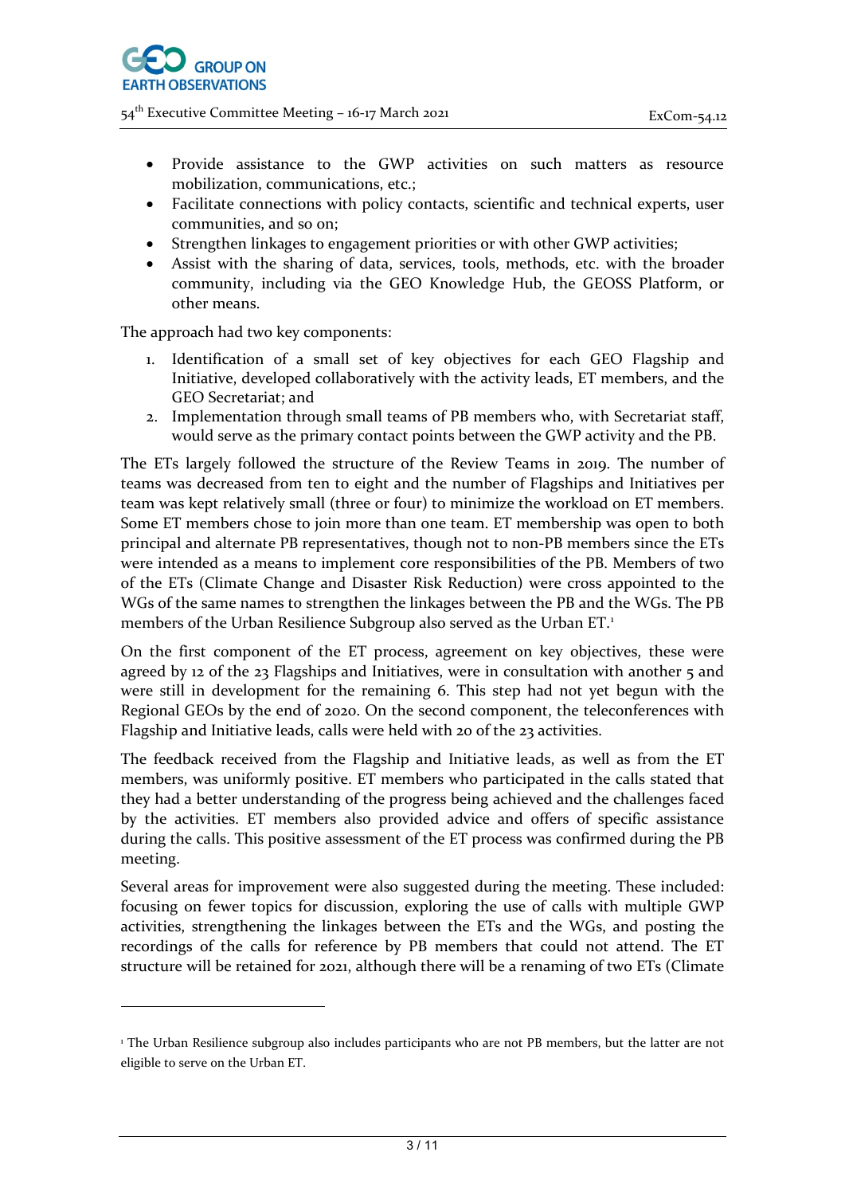- Provide assistance to the GWP activities on such matters as resource mobilization, communications, etc.;
- Facilitate connections with policy contacts, scientific and technical experts, user communities, and so on;
- Strengthen linkages to engagement priorities or with other GWP activities;
- Assist with the sharing of data, services, tools, methods, etc. with the broader community, including via the GEO Knowledge Hub, the GEOSS Platform, or other means.

The approach had two key components:

1. Identification of a small set of key objectives for each GEO Flagship and Initiative, developed collaboratively with the activity leads, ET members, and the GEO Secretariat; and
2. Implementation through small teams of PB members who, with Secretariat staff, would serve as the primary contact points between the GWP activity and the PB.

The ETs largely followed the structure of the Review Teams in 2019. The number of teams was decreased from ten to eight and the number of Flagships and Initiatives per team was kept relatively small (three or four) to minimize the workload on ET members. Some ET members chose to join more than one team. ET membership was open to both principal and alternate PB representatives, though not to non-PB members since the ETs were intended as a means to implement core responsibilities of the PB. Members of two of the ETs (Climate Change and Disaster Risk Reduction) were cross appointed to the WGs of the same names to strengthen the linkages between the PB and the WGs. The PB members of the Urban Resilience Subgroup also served as the Urban ET.[1]

On the first component of the ET process, agreement on key objectives, these were agreed by 12 of the 23 Flagships and Initiatives, were in consultation with another 5 and were still in development for the remaining 6. This step had not yet begun with the Regional GEOs by the end of 2020. On the second component, the teleconferences with Flagship and Initiative leads, calls were held with 20 of the 23 activities.

The feedback received from the Flagship and Initiative leads, as well as from the ET members, was uniformly positive. ET members who participated in the calls stated that they had a better understanding of the progress being achieved and the challenges faced by the activities. ET members also provided advice and offers of specific assistance during the calls. This positive assessment of the ET process was confirmed during the PB meeting.

Several areas for improvement were also suggested during the meeting. These included: focusing on fewer topics for discussion, exploring the use of calls with multiple GWP activities, strengthening the linkages between the ETs and the WGs, and posting the recordings of the calls for reference by PB members that could not attend. The ET structure will be retained for 2021, although there will be a renaming of two ETs (Climate

[1] The Urban Resilience subgroup also includes participants who are not PB members, but the latter are not eligible to serve on the Urban ET.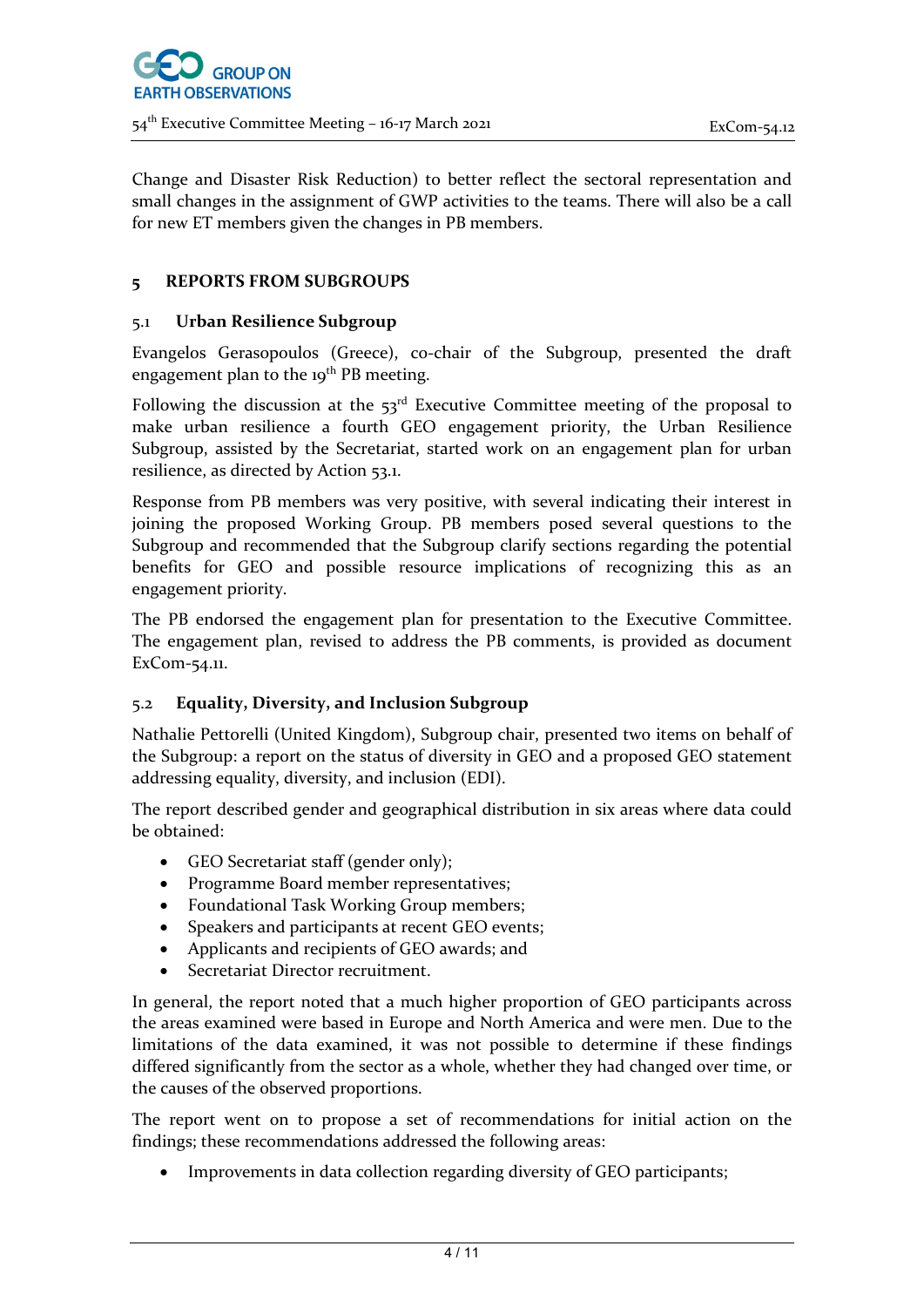Change and Disaster Risk Reduction) to better reflect the sectoral representation and small changes in the assignment of GWP activities to the teams. There will also be a call for new ET members given the changes in PB members.

## 5 REPORTS FROM SUBGROUPS

### 5.1 Urban Resilience Subgroup

Evangelos Gerasopoulos (Greece), co-chair of the Subgroup, presented the draft engagement plan to the 19th PB meeting.

Following the discussion at the 53rd Executive Committee meeting of the proposal to make urban resilience a fourth GEO engagement priority, the Urban Resilience Subgroup, assisted by the Secretariat, started work on an engagement plan for urban resilience, as directed by Action 53.1.

Response from PB members was very positive, with several indicating their interest in joining the proposed Working Group. PB members posed several questions to the Subgroup and recommended that the Subgroup clarify sections regarding the potential benefits for GEO and possible resource implications of recognizing this as an engagement priority.

The PB endorsed the engagement plan for presentation to the Executive Committee. The engagement plan, revised to address the PB comments, is provided as document ExCom-54.11.

### 5.2 Equality, Diversity, and Inclusion Subgroup

Nathalie Pettorelli (United Kingdom), Subgroup chair, presented two items on behalf of the Subgroup: a report on the status of diversity in GEO and a proposed GEO statement addressing equality, diversity, and inclusion (EDI).

The report described gender and geographical distribution in six areas where data could be obtained:

- GEO Secretariat staff (gender only);
- Programme Board member representatives;
- Foundational Task Working Group members;
- Speakers and participants at recent GEO events;
- Applicants and recipients of GEO awards; and
- Secretariat Director recruitment.

In general, the report noted that a much higher proportion of GEO participants across the areas examined were based in Europe and North America and were men. Due to the limitations of the data examined, it was not possible to determine if these findings differed significantly from the sector as a whole, whether they had changed over time, or the causes of the observed proportions.

The report went on to propose a set of recommendations for initial action on the findings; these recommendations addressed the following areas:

- Improvements in data collection regarding diversity of GEO participants;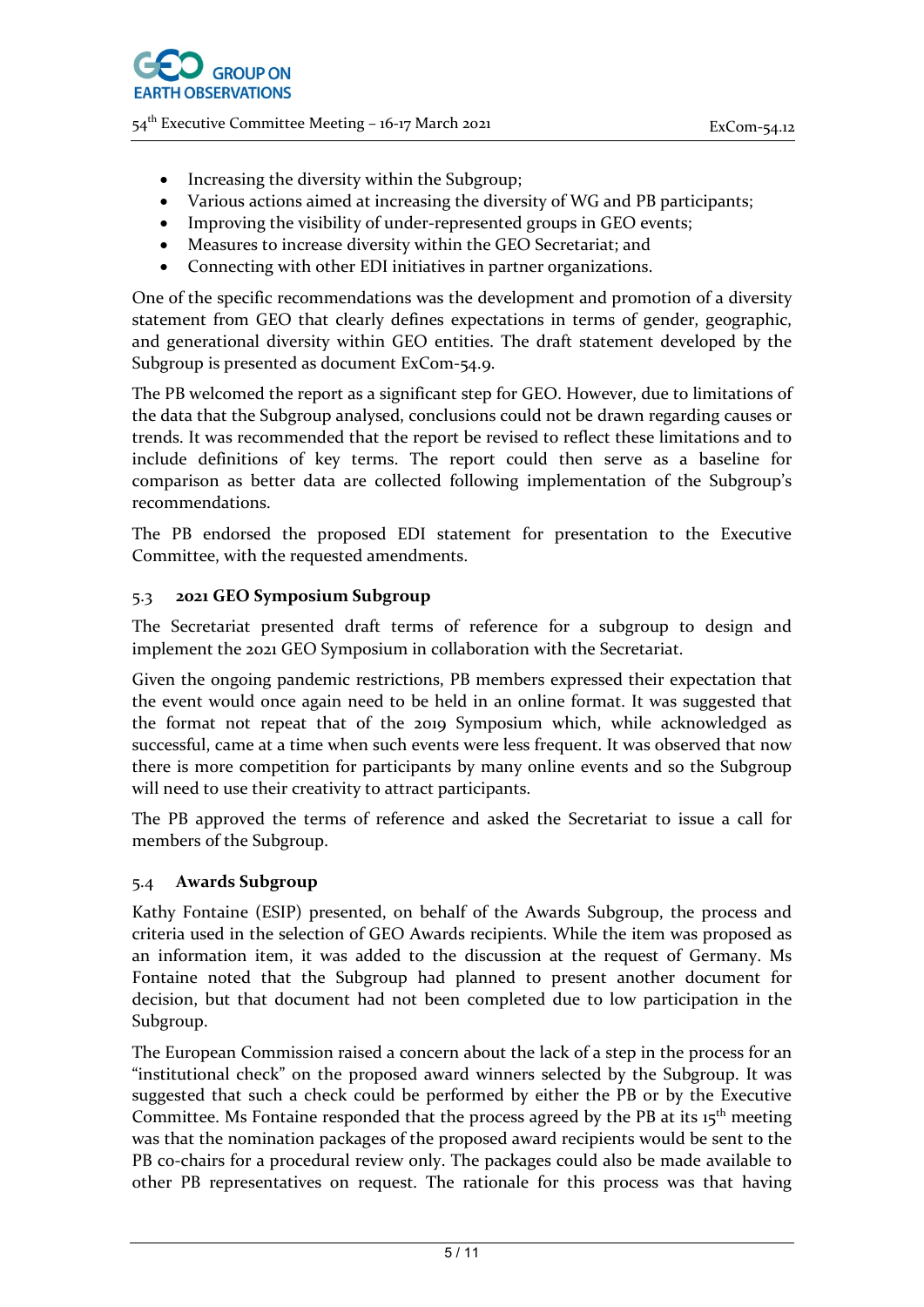- Increasing the diversity within the Subgroup;
- Various actions aimed at increasing the diversity of WG and PB participants;
- Improving the visibility of under-represented groups in GEO events;
- Measures to increase diversity within the GEO Secretariat; and
- Connecting with other EDI initiatives in partner organizations.

One of the specific recommendations was the development and promotion of a diversity statement from GEO that clearly defines expectations in terms of gender, geographic, and generational diversity within GEO entities. The draft statement developed by the Subgroup is presented as document ExCom-54.9.

The PB welcomed the report as a significant step for GEO. However, due to limitations of the data that the Subgroup analysed, conclusions could not be drawn regarding causes or trends. It was recommended that the report be revised to reflect these limitations and to include definitions of key terms. The report could then serve as a baseline for comparison as better data are collected following implementation of the Subgroup's recommendations.

The PB endorsed the proposed EDI statement for presentation to the Executive Committee, with the requested amendments.

### 5.3 2021 GEO Symposium Subgroup

The Secretariat presented draft terms of reference for a subgroup to design and implement the 2021 GEO Symposium in collaboration with the Secretariat.

Given the ongoing pandemic restrictions, PB members expressed their expectation that the event would once again need to be held in an online format. It was suggested that the format not repeat that of the 2019 Symposium which, while acknowledged as successful, came at a time when such events were less frequent. It was observed that now there is more competition for participants by many online events and so the Subgroup will need to use their creativity to attract participants.

The PB approved the terms of reference and asked the Secretariat to issue a call for members of the Subgroup.

### 5.4 Awards Subgroup

Kathy Fontaine (ESIP) presented, on behalf of the Awards Subgroup, the process and criteria used in the selection of GEO Awards recipients. While the item was proposed as an information item, it was added to the discussion at the request of Germany. Ms Fontaine noted that the Subgroup had planned to present another document for decision, but that document had not been completed due to low participation in the Subgroup.

The European Commission raised a concern about the lack of a step in the process for an "institutional check" on the proposed award winners selected by the Subgroup. It was suggested that such a check could be performed by either the PB or by the Executive Committee. Ms Fontaine responded that the process agreed by the PB at its 15th meeting was that the nomination packages of the proposed award recipients would be sent to the PB co-chairs for a procedural review only. The packages could also be made available to other PB representatives on request. The rationale for this process was that having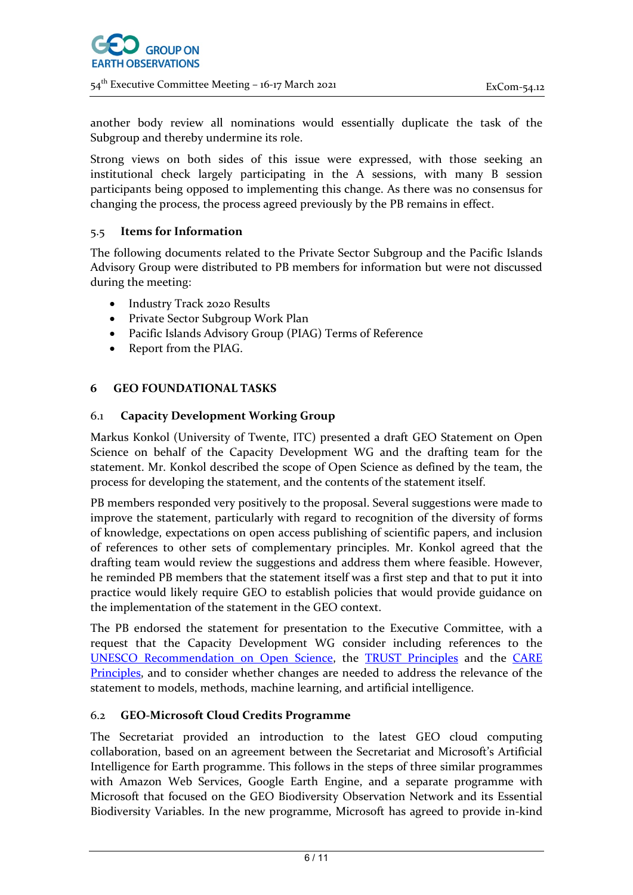another body review all nominations would essentially duplicate the task of the Subgroup and thereby undermine its role.

Strong views on both sides of this issue were expressed, with those seeking an institutional check largely participating in the A sessions, with many B session participants being opposed to implementing this change. As there was no consensus for changing the process, the process agreed previously by the PB remains in effect.

### 5.5 Items for Information

The following documents related to the Private Sector Subgroup and the Pacific Islands Advisory Group were distributed to PB members for information but were not discussed during the meeting:

- Industry Track 2020 Results
- Private Sector Subgroup Work Plan
- Pacific Islands Advisory Group (PIAG) Terms of Reference
- Report from the PIAG.

## 6 GEO FOUNDATIONAL TASKS

### 6.1 Capacity Development Working Group

Markus Konkol (University of Twente, ITC) presented a draft GEO Statement on Open Science on behalf of the Capacity Development WG and the drafting team for the statement. Mr. Konkol described the scope of Open Science as defined by the team, the process for developing the statement, and the contents of the statement itself.

PB members responded very positively to the proposal. Several suggestions were made to improve the statement, particularly with regard to recognition of the diversity of forms of knowledge, expectations on open access publishing of scientific papers, and inclusion of references to other sets of complementary principles. Mr. Konkol agreed that the drafting team would review the suggestions and address them where feasible. However, he reminded PB members that the statement itself was a first step and that to put it into practice would likely require GEO to establish policies that would provide guidance on the implementation of the statement in the GEO context.

The PB endorsed the statement for presentation to the Executive Committee, with a request that the Capacity Development WG consider including references to the UNESCO Recommendation on Open Science, the TRUST Principles and the CARE Principles, and to consider whether changes are needed to address the relevance of the statement to models, methods, machine learning, and artificial intelligence.

### 6.2 GEO-Microsoft Cloud Credits Programme

The Secretariat provided an introduction to the latest GEO cloud computing collaboration, based on an agreement between the Secretariat and Microsoft's Artificial Intelligence for Earth programme. This follows in the steps of three similar programmes with Amazon Web Services, Google Earth Engine, and a separate programme with Microsoft that focused on the GEO Biodiversity Observation Network and its Essential Biodiversity Variables. In the new programme, Microsoft has agreed to provide in-kind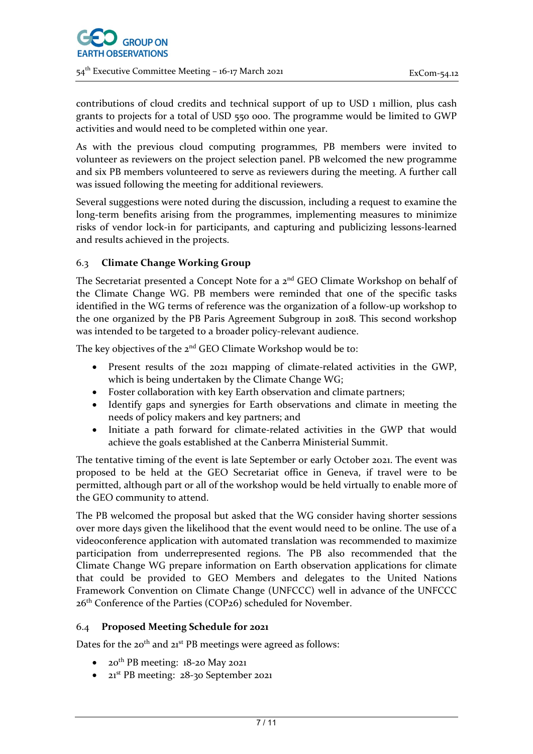contributions of cloud credits and technical support of up to USD 1 million, plus cash grants to projects for a total of USD 550 000. The programme would be limited to GWP activities and would need to be completed within one year.

As with the previous cloud computing programmes, PB members were invited to volunteer as reviewers on the project selection panel. PB welcomed the new programme and six PB members volunteered to serve as reviewers during the meeting. A further call was issued following the meeting for additional reviewers.

Several suggestions were noted during the discussion, including a request to examine the long-term benefits arising from the programmes, implementing measures to minimize risks of vendor lock-in for participants, and capturing and publicizing lessons-learned and results achieved in the projects.

### 6.3 Climate Change Working Group

The Secretariat presented a Concept Note for a 2nd GEO Climate Workshop on behalf of the Climate Change WG. PB members were reminded that one of the specific tasks identified in the WG terms of reference was the organization of a follow-up workshop to the one organized by the PB Paris Agreement Subgroup in 2018. This second workshop was intended to be targeted to a broader policy-relevant audience.

The key objectives of the 2nd GEO Climate Workshop would be to:

- Present results of the 2021 mapping of climate-related activities in the GWP, which is being undertaken by the Climate Change WG;
- Foster collaboration with key Earth observation and climate partners;
- Identify gaps and synergies for Earth observations and climate in meeting the needs of policy makers and key partners; and
- Initiate a path forward for climate-related activities in the GWP that would achieve the goals established at the Canberra Ministerial Summit.

The tentative timing of the event is late September or early October 2021. The event was proposed to be held at the GEO Secretariat office in Geneva, if travel were to be permitted, although part or all of the workshop would be held virtually to enable more of the GEO community to attend.

The PB welcomed the proposal but asked that the WG consider having shorter sessions over more days given the likelihood that the event would need to be online. The use of a videoconference application with automated translation was recommended to maximize participation from underrepresented regions. The PB also recommended that the Climate Change WG prepare information on Earth observation applications for climate that could be provided to GEO Members and delegates to the United Nations Framework Convention on Climate Change (UNFCCC) well in advance of the UNFCCC 26th Conference of the Parties (COP26) scheduled for November.

### 6.4 Proposed Meeting Schedule for 2021

Dates for the 20th and 21st PB meetings were agreed as follows:

- 20th PB meeting: 18-20 May 2021
- 21st PB meeting: 28-30 September 2021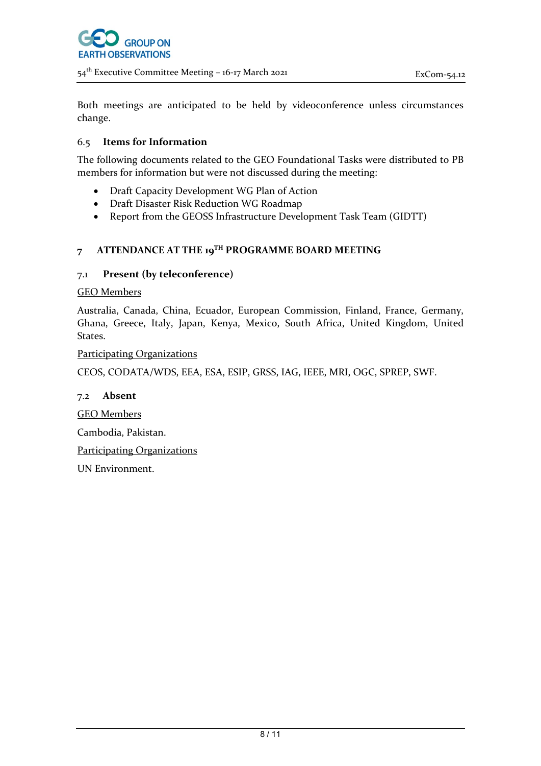Both meetings are anticipated to be held by videoconference unless circumstances change.

### 6.5 Items for Information

The following documents related to the GEO Foundational Tasks were distributed to PB members for information but were not discussed during the meeting:

- Draft Capacity Development WG Plan of Action
- Draft Disaster Risk Reduction WG Roadmap
- Report from the GEOSS Infrastructure Development Task Team (GIDTT)

## 7 ATTENDANCE AT THE 19TH PROGRAMME BOARD MEETING

### 7.1 Present (by teleconference)

GEO Members

Australia, Canada, China, Ecuador, European Commission, Finland, France, Germany, Ghana, Greece, Italy, Japan, Kenya, Mexico, South Africa, United Kingdom, United States.

Participating Organizations

CEOS, CODATA/WDS, EEA, ESA, ESIP, GRSS, IAG, IEEE, MRI, OGC, SPREP, SWF.

### 7.2 Absent

GEO Members

Cambodia, Pakistan.

Participating Organizations

UN Environment.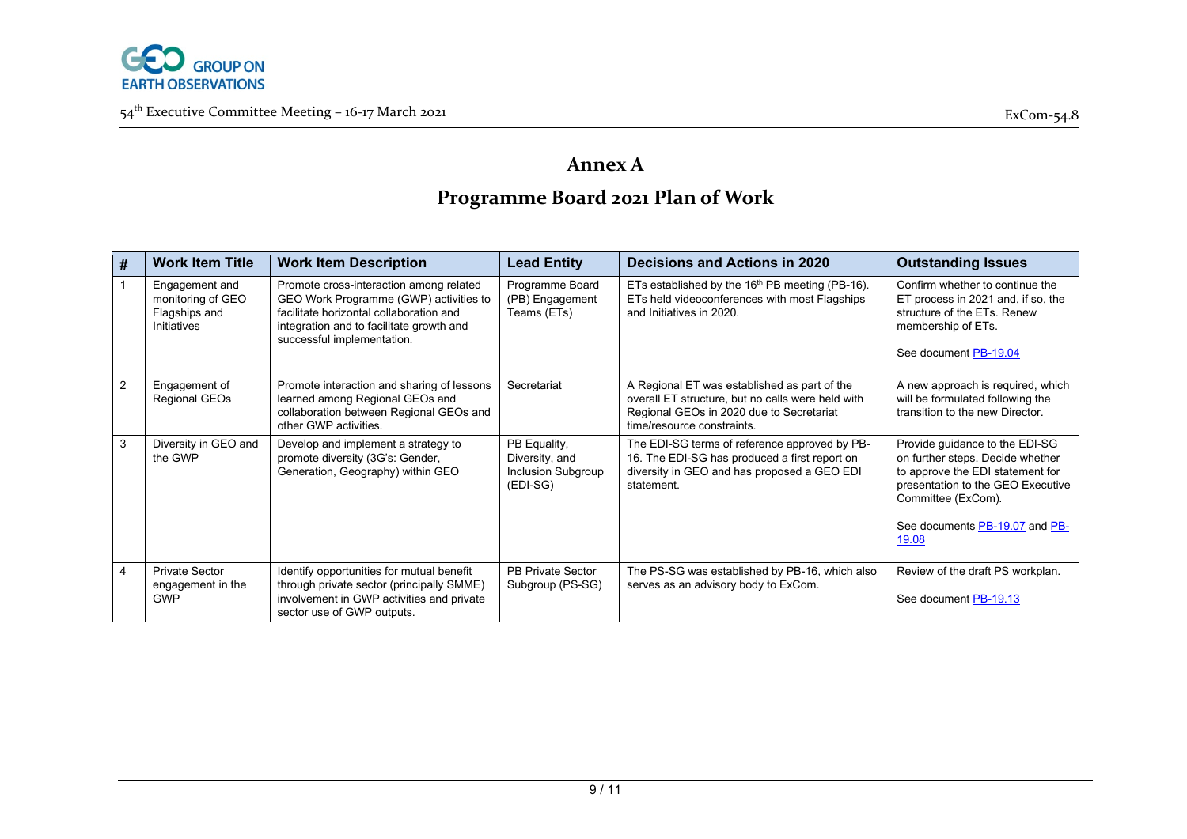# Annex A

## Programme Board 2021 Plan of Work

| # | Work Item Title | Work Item Description | Lead Entity | Decisions and Actions in 2020 | Outstanding Issues |
|---|---|---|---|---|---|
| 1 | Engagement and monitoring of GEO Flagships and Initiatives | Promote cross-interaction among related GEO Work Programme (GWP) activities to facilitate horizontal collaboration and integration and to facilitate growth and successful implementation. | Programme Board (PB) Engagement Teams (ETs) | ETs established by the 16th PB meeting (PB-16). ETs held videoconferences with most Flagships and Initiatives in 2020. | Confirm whether to continue the ET process in 2021 and, if so, the structure of the ETs. Renew membership of ETs.<br><br>See document PB-19.04 |
| 2 | Engagement of Regional GEOs | Promote interaction and sharing of lessons learned among Regional GEOs and collaboration between Regional GEOs and other GWP activities. | Secretariat | A Regional ET was established as part of the overall ET structure, but no calls were held with Regional GEOs in 2020 due to Secretariat time/resource constraints. | A new approach is required, which will be formulated following the transition to the new Director. |
| 3 | Diversity in GEO and the GWP | Develop and implement a strategy to promote diversity (3G's: Gender, Generation, Geography) within GEO | PB Equality, Diversity, and Inclusion Subgroup (EDI-SG) | The EDI-SG terms of reference approved by PB-16. The EDI-SG has produced a first report on diversity in GEO and has proposed a GEO EDI statement. | Provide guidance to the EDI-SG on further steps. Decide whether to approve the EDI statement for presentation to the GEO Executive Committee (ExCom).<br><br>See documents PB-19.07 and PB-19.08 |
| 4 | Private Sector engagement in the GWP | Identify opportunities for mutual benefit through private sector (principally SMME) involvement in GWP activities and private sector use of GWP outputs. | PB Private Sector Subgroup (PS-SG) | The PS-SG was established by PB-16, which also serves as an advisory body to ExCom. | Review of the draft PS workplan.<br><br>See document PB-19.13 |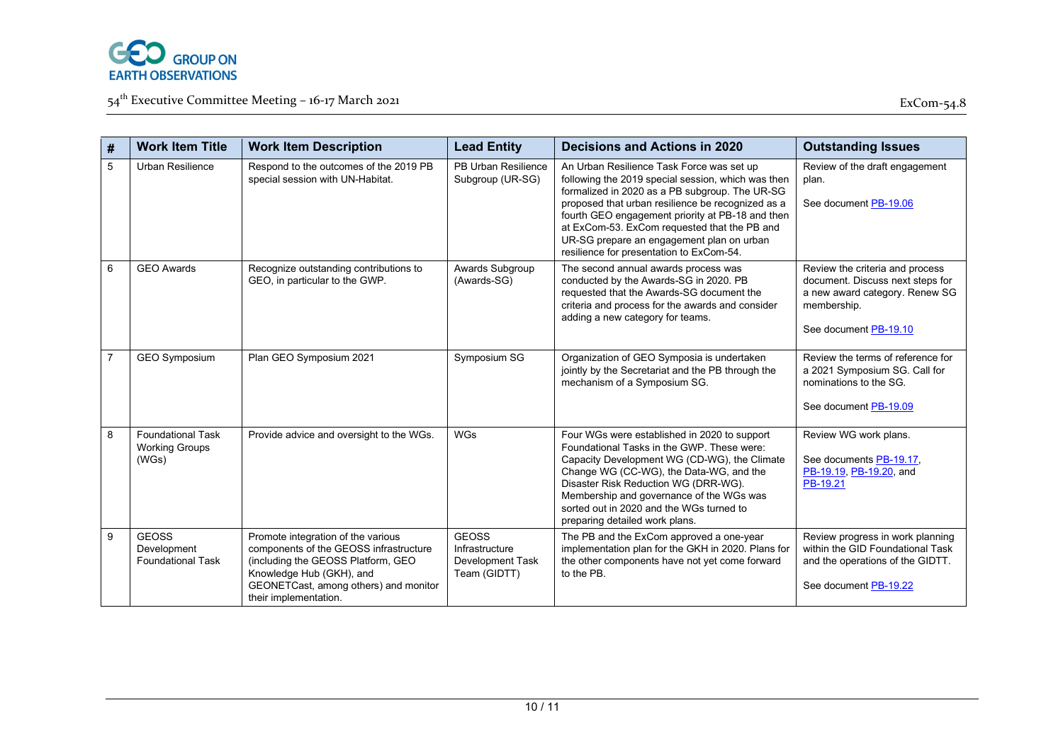| # | Work Item Title | Work Item Description | Lead Entity | Decisions and Actions in 2020 | Outstanding Issues |
|---|---|---|---|---|---|
| 5 | Urban Resilience | Respond to the outcomes of the 2019 PB special session with UN-Habitat. | PB Urban Resilience Subgroup (UR-SG) | An Urban Resilience Task Force was set up following the 2019 special session, which was then formalized in 2020 as a PB subgroup. The UR-SG proposed that urban resilience be recognized as a fourth GEO engagement priority at PB-18 and then at ExCom-53. ExCom requested that the PB and UR-SG prepare an engagement plan on urban resilience for presentation to ExCom-54. | Review of the draft engagement plan. See document PB-19.06 |
| 6 | GEO Awards | Recognize outstanding contributions to GEO, in particular to the GWP. | Awards Subgroup (Awards-SG) | The second annual awards process was conducted by the Awards-SG in 2020. PB requested that the Awards-SG document the criteria and process for the awards and consider adding a new category for teams. | Review the criteria and process document. Discuss next steps for a new award category. Renew SG membership. See document PB-19.10 |
| 7 | GEO Symposium | Plan GEO Symposium 2021 | Symposium SG | Organization of GEO Symposia is undertaken jointly by the Secretariat and the PB through the mechanism of a Symposium SG. | Review the terms of reference for a 2021 Symposium SG. Call for nominations to the SG. See document PB-19.09 |
| 8 | Foundational Task Working Groups (WGs) | Provide advice and oversight to the WGs. | WGs | Four WGs were established in 2020 to support Foundational Tasks in the GWP. These were: Capacity Development WG (CD-WG), the Climate Change WG (CC-WG), the Data-WG, and the Disaster Risk Reduction WG (DRR-WG). Membership and governance of the WGs was sorted out in 2020 and the WGs turned to preparing detailed work plans. | Review WG work plans. See documents PB-19.17, PB-19.19, PB-19.20, and PB-19.21 |
| 9 | GEOSS Development Foundational Task | Promote integration of the various components of the GEOSS infrastructure (including the GEOSS Platform, GEO Knowledge Hub (GKH), and GEONETCast, among others) and monitor their implementation. | GEOSS Infrastructure Development Task Team (GIDTT) | The PB and the ExCom approved a one-year implementation plan for the GKH in 2020. Plans for the other components have not yet come forward to the PB. | Review progress in work planning within the GID Foundational Task and the operations of the GIDTT. See document PB-19.22 |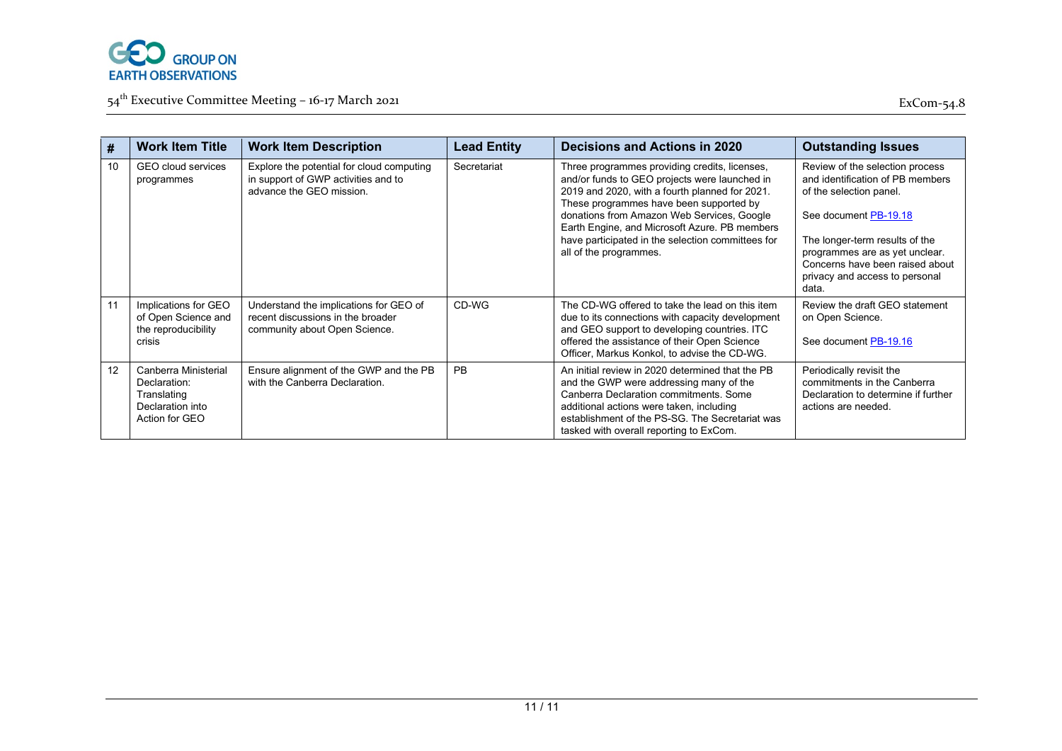| # | Work Item Title | Work Item Description | Lead Entity | Decisions and Actions in 2020 | Outstanding Issues |
|---|---|---|---|---|---|
| 10 | GEO cloud services programmes | Explore the potential for cloud computing in support of GWP activities and to advance the GEO mission. | Secretariat | Three programmes providing credits, licenses, and/or funds to GEO projects were launched in 2019 and 2020, with a fourth planned for 2021. These programmes have been supported by donations from Amazon Web Services, Google Earth Engine, and Microsoft Azure. PB members have participated in the selection committees for all of the programmes. | Review of the selection process and identification of PB members of the selection panel.<br><br>See document PB-19.18<br><br>The longer-term results of the programmes are as yet unclear. Concerns have been raised about privacy and access to personal data. |
| 11 | Implications for GEO of Open Science and the reproducibility crisis | Understand the implications for GEO of recent discussions in the broader community about Open Science. | CD-WG | The CD-WG offered to take the lead on this item due to its connections with capacity development and GEO support to developing countries. ITC offered the assistance of their Open Science Officer, Markus Konkol, to advise the CD-WG. | Review the draft GEO statement on Open Science.<br><br>See document PB-19.16 |
| 12 | Canberra Ministerial Declaration: Translating Declaration into Action for GEO | Ensure alignment of the GWP and the PB with the Canberra Declaration. | PB | An initial review in 2020 determined that the PB and the GWP were addressing many of the Canberra Declaration commitments. Some additional actions were taken, including establishment of the PS-SG. The Secretariat was tasked with overall reporting to ExCom. | Periodically revisit the commitments in the Canberra Declaration to determine if further actions are needed. |